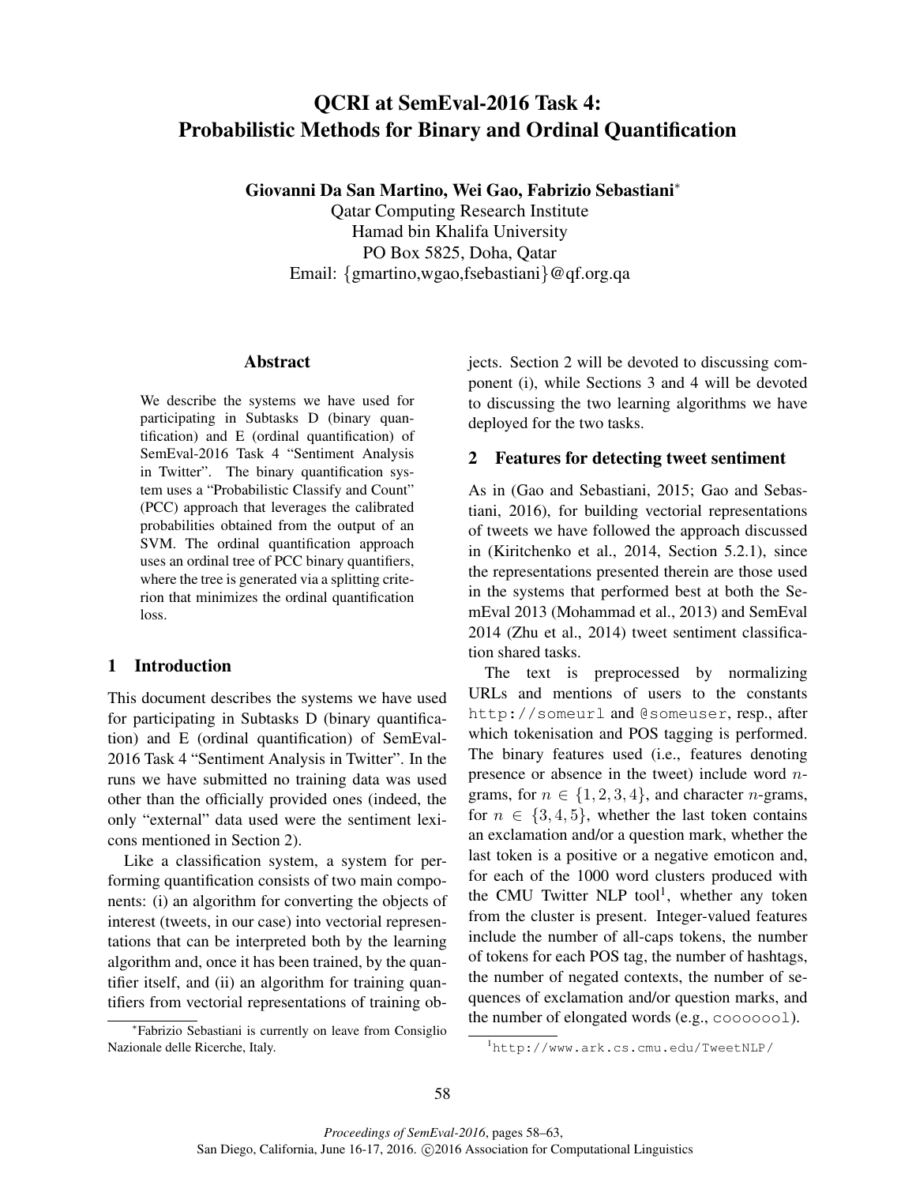# QCRI at SemEval-2016 Task 4: Probabilistic Methods for Binary and Ordinal Quantification

**Giovanni Da San Martino, Wei Gao, Fabrizio Sebastiani***

Qatar Computing Research Institute
Hamad bin Khalifa University
PO Box 5825, Doha, Qatar
Email: {gmartino,wgao,fsebastiani}@qf.org.qa

## Abstract

We describe the systems we have used for participating in Subtasks D (binary quantification) and E (ordinal quantification) of SemEval-2016 Task 4 "Sentiment Analysis in Twitter". The binary quantification system uses a "Probabilistic Classify and Count" (PCC) approach that leverages the calibrated probabilities obtained from the output of an SVM. The ordinal quantification approach uses an ordinal tree of PCC binary quantifiers, where the tree is generated via a splitting criterion that minimizes the ordinal quantification loss.

## 1 Introduction

This document describes the systems we have used for participating in Subtasks D (binary quantification) and E (ordinal quantification) of SemEval-2016 Task 4 "Sentiment Analysis in Twitter". In the runs we have submitted no training data was used other than the officially provided ones (indeed, the only "external" data used were the sentiment lexicons mentioned in Section 2).

Like a classification system, a system for performing quantification consists of two main components: (i) an algorithm for converting the objects of interest (tweets, in our case) into vectorial representations that can be interpreted both by the learning algorithm and, once it has been trained, by the quantifier itself, and (ii) an algorithm for training quantifiers from vectorial representations of training objects. Section 2 will be devoted to discussing component (i), while Sections 3 and 4 will be devoted to discussing the two learning algorithms we have deployed for the two tasks.

## 2 Features for detecting tweet sentiment

As in (Gao and Sebastiani, 2015; Gao and Sebastiani, 2016), for building vectorial representations of tweets we have followed the approach discussed in (Kiritchenko et al., 2014, Section 5.2.1), since the representations presented therein are those used in the systems that performed best at both the SemEval 2013 (Mohammad et al., 2013) and SemEval 2014 (Zhu et al., 2014) tweet sentiment classification shared tasks.

The text is preprocessed by normalizing URLs and mentions of users to the constants `http://someurl` and `@someuser`, resp., after which tokenisation and POS tagging is performed. The binary features used (i.e., features denoting presence or absence in the tweet) include word $n$-grams, for $n \in \{1, 2, 3, 4\}$, and character $n$-grams, for $n \in \{3, 4, 5\}$, whether the last token contains an exclamation and/or a question mark, whether the last token is a positive or a negative emoticon and, for each of the 1000 word clusters produced with the CMU Twitter NLP tool[1], whether any token from the cluster is present. Integer-valued features include the number of all-caps tokens, the number of tokens for each POS tag, the number of hashtags, the number of negated contexts, the number of sequences of exclamation and/or question marks, and the number of elongated words (e.g., `cooooool`).

*Fabrizio Sebastiani is currently on leave from Consiglio Nazionale delle Ricerche, Italy.

[1] `http://www.ark.cs.cmu.edu/TweetNLP/`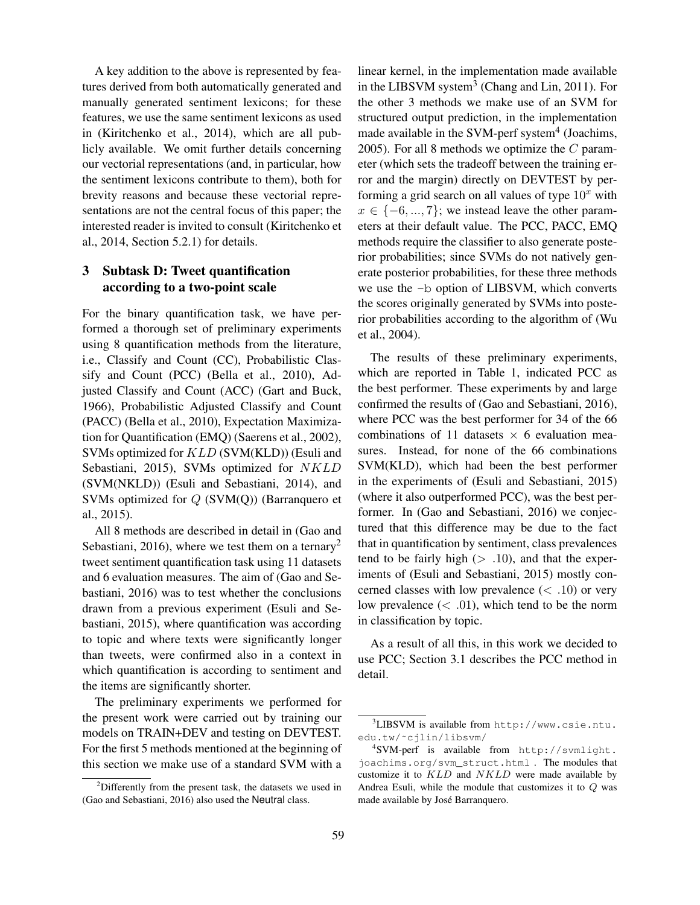A key addition to the above is represented by features derived from both automatically generated and manually generated sentiment lexicons; for these features, we use the same sentiment lexicons as used in (Kiritchenko et al., 2014), which are all publicly available. We omit further details concerning our vectorial representations (and, in particular, how the sentiment lexicons contribute to them), both for brevity reasons and because these vectorial representations are not the central focus of this paper; the interested reader is invited to consult (Kiritchenko et al., 2014, Section 5.2.1) for details.

## 3 Subtask D: Tweet quantification according to a two-point scale

For the binary quantification task, we have performed a thorough set of preliminary experiments using 8 quantification methods from the literature, i.e., Classify and Count (CC), Probabilistic Classify and Count (PCC) (Bella et al., 2010), Adjusted Classify and Count (ACC) (Gart and Buck, 1966), Probabilistic Adjusted Classify and Count (PACC) (Bella et al., 2010), Expectation Maximization for Quantification (EMQ) (Saerens et al., 2002), SVMs optimized for $KLD$ (SVM(KLD)) (Esuli and Sebastiani, 2015), SVMs optimized for $NKLD$ (SVM(NKLD)) (Esuli and Sebastiani, 2014), and SVMs optimized for $Q$ (SVM(Q)) (Barranquero et al., 2015).

All 8 methods are described in detail in (Gao and Sebastiani, 2016), where we test them on a ternary[2] tweet sentiment quantification task using 11 datasets and 6 evaluation measures. The aim of (Gao and Sebastiani, 2016) was to test whether the conclusions drawn from a previous experiment (Esuli and Sebastiani, 2015), where quantification was according to topic and where texts were significantly longer than tweets, were confirmed also in a context in which quantification is according to sentiment and the items are significantly shorter.

The preliminary experiments we performed for the present work were carried out by training our models on TRAIN+DEV and testing on DEVTEST. For the first 5 methods mentioned at the beginning of this section we make use of a standard SVM with a linear kernel, in the implementation made available in the LIBSVM system[3] (Chang and Lin, 2011). For the other 3 methods we make use of an SVM for structured output prediction, in the implementation made available in the SVM-perf system[4] (Joachims, 2005). For all 8 methods we optimize the $C$ parameter (which sets the tradeoff between the training error and the margin) directly on DEVTEST by performing a grid search on all values of type $10^x$ with $x \in \{-6, ..., 7\}$; we instead leave the other parameters at their default value. The PCC, PACC, EMQ methods require the classifier to also generate posterior probabilities; since SVMs do not natively generate posterior probabilities, for these three methods we use the `-b` option of LIBSVM, which converts the scores originally generated by SVMs into posterior probabilities according to the algorithm of (Wu et al., 2004).

The results of these preliminary experiments, which are reported in Table 1, indicated PCC as the best performer. These experiments by and large confirmed the results of (Gao and Sebastiani, 2016), where PCC was the best performer for 34 of the 66 combinations of 11 datasets $\times$ 6 evaluation measures. Instead, for none of the 66 combinations SVM(KLD), which had been the best performer in the experiments of (Esuli and Sebastiani, 2015) (where it also outperformed PCC), was the best performer. In (Gao and Sebastiani, 2016) we conjectured that this difference may be due to the fact that in quantification by sentiment, class prevalences tend to be fairly high ($> .10$), and that the experiments of (Esuli and Sebastiani, 2015) mostly concerned classes with low prevalence ($< .10$) or very low prevalence ($< .01$), which tend to be the norm in classification by topic.

As a result of all this, in this work we decided to use PCC; Section 3.1 describes the PCC method in detail.

---

[2] Differently from the present task, the datasets we used in (Gao and Sebastiani, 2016) also used the Neutral class.

[3] LIBSVM is available from http://www.csie.ntu.edu.tw/~cjlin/libsvm/

[4] SVM-perf is available from http://svmlight.joachims.org/svm_struct.html . The modules that customize it to $KLD$ and $NKLD$ were made available by Andrea Esuli, while the module that customizes it to $Q$ was made available by José Barranquero.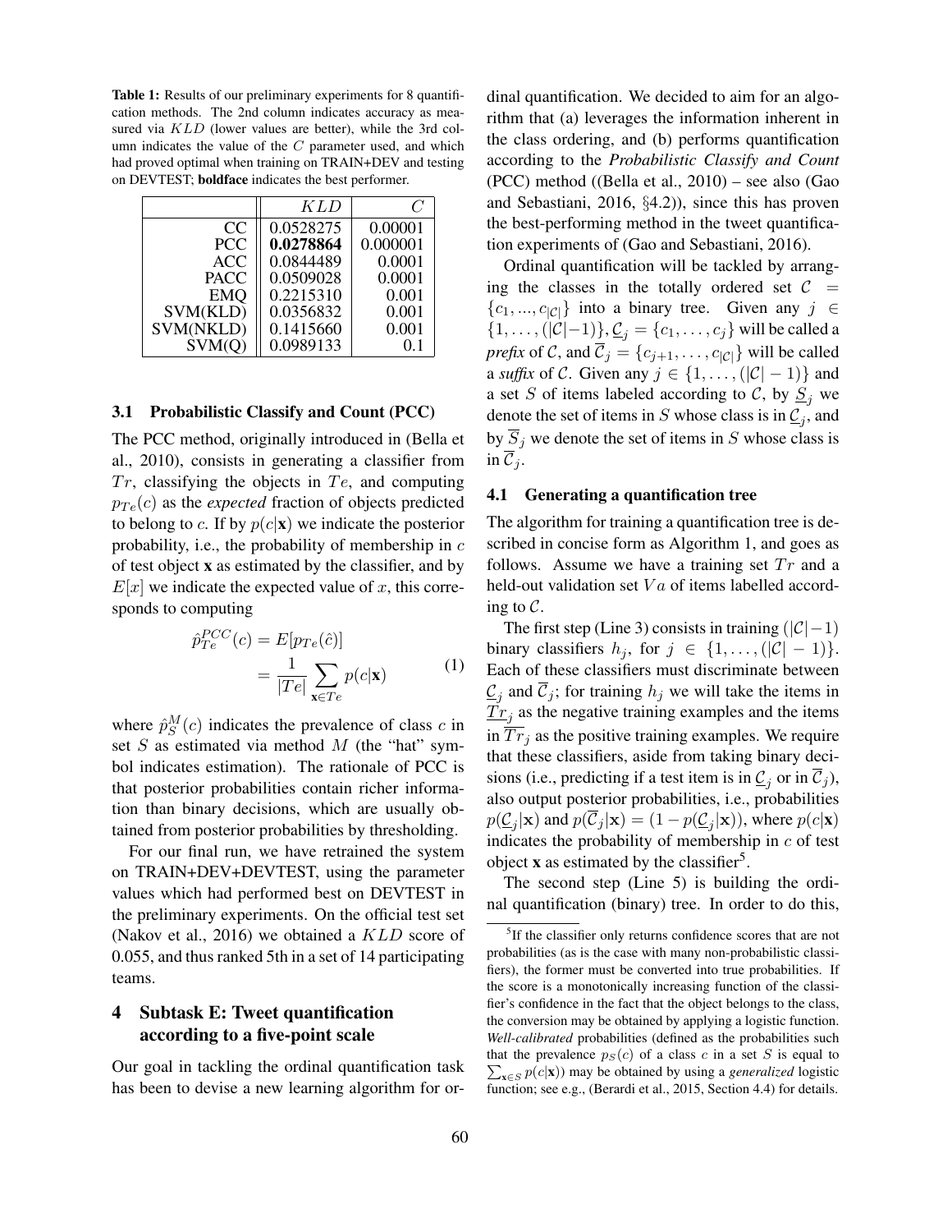**Table 1:** Results of our preliminary experiments for 8 quantification methods. The 2nd column indicates accuracy as measured via $KLD$ (lower values are better), while the 3rd column indicates the value of the $C$ parameter used, and which had proved optimal when training on TRAIN+DEV and testing on DEVTEST; **boldface** indicates the best performer.

| | $KLD$ | $C$ |
|---|---|---|
| CC | 0.0528275 | 0.00001 |
| PCC | **0.0278864** | 0.000001 |
| ACC | 0.0844489 | 0.0001 |
| PACC | 0.0509028 | 0.0001 |
| EMQ | 0.2215310 | 0.001 |
| SVM(KLD) | 0.0356832 | 0.001 |
| SVM(NKLD) | 0.1415660 | 0.001 |
| SVM(Q) | 0.0989133 | 0.1 |

### 3.1 Probabilistic Classify and Count (PCC)

The PCC method, originally introduced in (Bella et al., 2010), consists in generating a classifier from $Tr$, classifying the objects in $Te$, and computing $p_{Te}(c)$ as the *expected* fraction of objects predicted to belong to $c$. If by $p(c|\mathbf{x})$ we indicate the posterior probability, i.e., the probability of membership in $c$ of test object **x** as estimated by the classifier, and by $E[x]$ we indicate the expected value of $x$, this corresponds to computing

$$\begin{aligned} \hat{p}^{PCC}_{Te}(c) &= E[p_{Te}(\hat{c})] \\ &= \frac{1}{|Te|} \sum_{\mathbf{x} \in Te} p(c|\mathbf{x}) \end{aligned} \tag{1}$$

where $\hat{p}^{M}_{S}(c)$ indicates the prevalence of class $c$ in set $S$ as estimated via method $M$ (the "hat" symbol indicates estimation). The rationale of PCC is that posterior probabilities contain richer information than binary decisions, which are usually obtained from posterior probabilities by thresholding.

For our final run, we have retrained the system on TRAIN+DEV+DEVTEST, using the parameter values which had performed best on DEVTEST in the preliminary experiments. On the official test set (Nakov et al., 2016) we obtained a $KLD$ score of 0.055, and thus ranked 5th in a set of 14 participating teams.

## 4 Subtask E: Tweet quantification according to a five-point scale

Our goal in tackling the ordinal quantification task has been to devise a new learning algorithm for ordinal quantification. We decided to aim for an algorithm that (a) leverages the information inherent in the class ordering, and (b) performs quantification according to the *Probabilistic Classify and Count* (PCC) method ((Bella et al., 2010) – see also (Gao and Sebastiani, 2016, §4.2)), since this has proven the best-performing method in the tweet quantification experiments of (Gao and Sebastiani, 2016).

Ordinal quantification will be tackled by arranging the classes in the totally ordered set $\mathcal{C} = \{c_1, ..., c_{|\mathcal{C}|}\}$ into a binary tree. Given any $j \in \{1, \ldots, (|\mathcal{C}|-1)\}, \underline{\mathcal{C}}_j = \{c_1, \ldots, c_j\}$ will be called a *prefix* of $\mathcal{C}$, and $\overline{\mathcal{C}}_j = \{c_{j+1}, \ldots, c_{|\mathcal{C}|}\}$ will be called a *suffix* of $\mathcal{C}$. Given any $j \in \{1, \ldots, (|\mathcal{C}| - 1)\}$ and a set $S$ of items labeled according to $\mathcal{C}$, by $\underline{S}_j$ we denote the set of items in $S$ whose class is in $\underline{\mathcal{C}}_j$, and by $\overline{S}_j$ we denote the set of items in $S$ whose class is in $\overline{\mathcal{C}}_j$.

### 4.1 Generating a quantification tree

The algorithm for training a quantification tree is described in concise form as Algorithm 1, and goes as follows. Assume we have a training set $Tr$ and a held-out validation set $Va$ of items labelled according to $\mathcal{C}$.

The first step (Line 3) consists in training $(|\mathcal{C}|-1)$ binary classifiers $h_j$, for $j \in \{1, \ldots, (|\mathcal{C}| - 1)\}$. Each of these classifiers must discriminate between $\underline{\mathcal{C}}_j$ and $\overline{\mathcal{C}}_j$; for training $h_j$ we will take the items in $\underline{Tr}_j$ as the negative training examples and the items in $\overline{Tr}_j$ as the positive training examples. We require that these classifiers, aside from taking binary decisions (i.e., predicting if a test item is in $\underline{\mathcal{C}}_j$ or in $\overline{\mathcal{C}}_j$), also output posterior probabilities, i.e., probabilities $p(\underline{\mathcal{C}}_j|\mathbf{x})$ and $p(\overline{\mathcal{C}}_j|\mathbf{x}) = (1 - p(\underline{\mathcal{C}}_j|\mathbf{x}))$, where $p(c|\mathbf{x})$ indicates the probability of membership in $c$ of test object **x** as estimated by the classifier[5].

The second step (Line 5) is building the ordinal quantification (binary) tree. In order to do this,

[5] If the classifier only returns confidence scores that are not probabilities (as is the case with many non-probabilistic classifiers), the former must be converted into true probabilities. If the score is a monotonically increasing function of the classifier's confidence in the fact that the object belongs to the class, the conversion may be obtained by applying a logistic function. *Well-calibrated* probabilities (defined as the probabilities such that the prevalence $p_S(c)$ of a class $c$ in a set $S$ is equal to $\sum_{\mathbf{x} \in S} p(c|\mathbf{x})$) may be obtained by using a *generalized* logistic function; see e.g., (Berardi et al., 2015, Section 4.4) for details.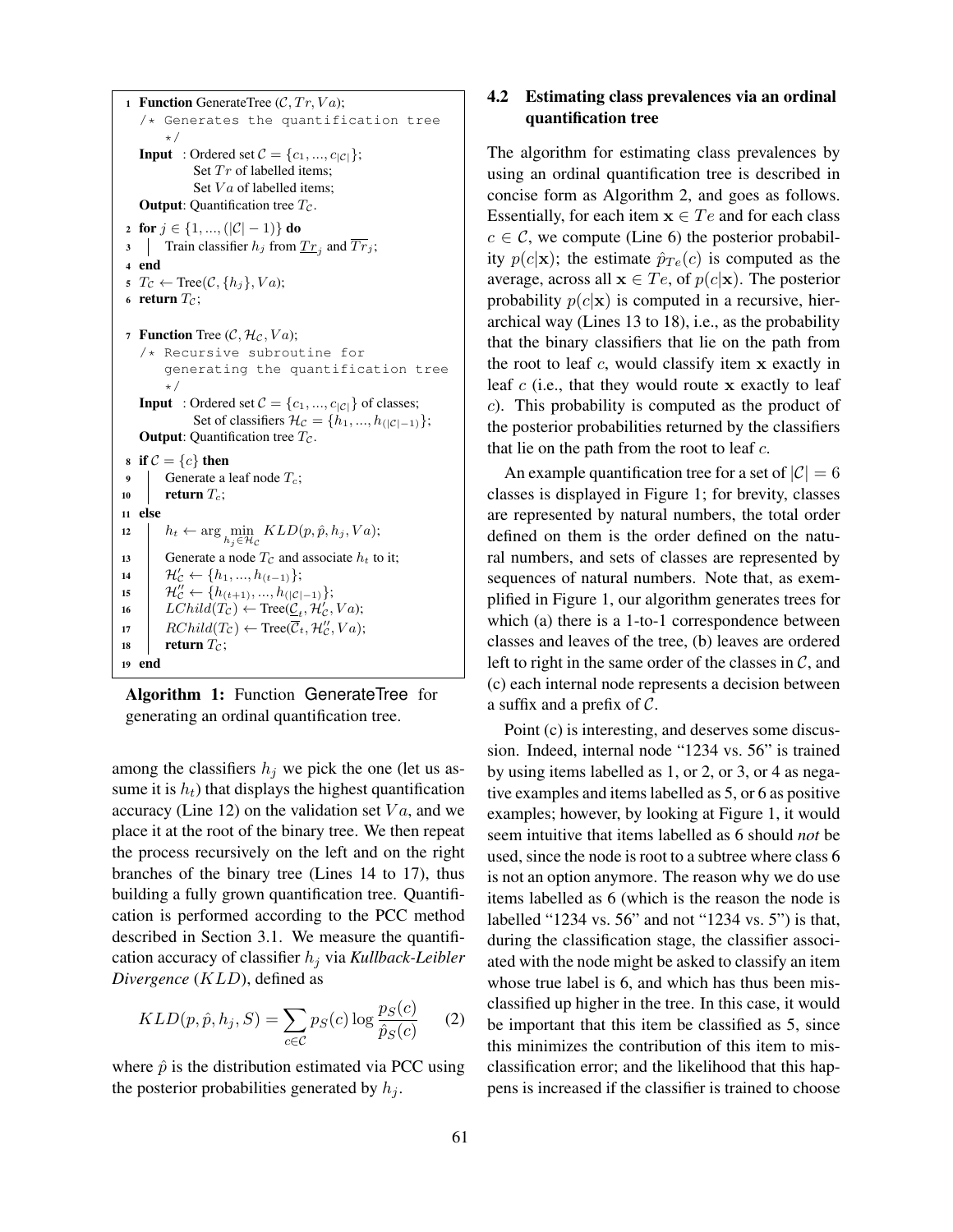```
1  Function GenerateTree (C, Tr, Va);
   /* Generates the quantification tree
      */
   Input  : Ordered set C = {c_1, ..., c_|C|};
            Set Tr of labelled items;
            Set Va of labelled items;
   Output: Quantification tree T_C.
2  for j ∈ {1, ..., (|C| − 1)} do
3  |   Train classifier h_j from Tr_j (underlined) and Tr_j (overlined);
4  end
5  T_C ← Tree(C, {h_j}, Va);
6  return T_C;

7  Function Tree (C, H_C, Va);
   /* Recursive subroutine for
      generating the quantification tree
      */
   Input  : Ordered set C = {c_1, ..., c_|C|} of classes;
            Set of classifiers H_C = {h_1, ..., h_(|C|−1)};
   Output: Quantification tree T_C.
8  if C = {c} then
9  |   Generate a leaf node T_c;
10 |   return T_c;
11 else
12 |   h_t ← arg min_{h_j ∈ H_C} KLD(p, p̂, h_j, Va);
13 |   Generate a node T_C and associate h_t to it;
14 |   H'_C ← {h_1, ..., h_(t−1)};
15 |   H''_C ← {h_(t+1), ..., h_(|C|−1)};
16 |   LChild(T_C) ← Tree(C_t (underlined), H'_C, Va);
17 |   RChild(T_C) ← Tree(C_t (overlined), H''_C, Va);
18 |   return T_C;
19 end
```

**Algorithm 1:** Function GenerateTree for generating an ordinal quantification tree.

among the classifiers $h_j$ we pick the one (let us assume it is $h_t$) that displays the highest quantification accuracy (Line 12) on the validation set $Va$, and we place it at the root of the binary tree. We then repeat the process recursively on the left and on the right branches of the binary tree (Lines 14 to 17), thus building a fully grown quantification tree. Quantification is performed according to the PCC method described in Section 3.1. We measure the quantification accuracy of classifier $h_j$ via *Kullback-Leibler Divergence* ($KLD$), defined as

$$KLD(p, \hat{p}, h_j, S) = \sum_{c \in \mathcal{C}} p_S(c) \log \frac{p_S(c)}{\hat{p}_S(c)} \quad (2)$$

where $\hat{p}$ is the distribution estimated via PCC using the posterior probabilities generated by $h_j$.

### 4.2 Estimating class prevalences via an ordinal quantification tree

The algorithm for estimating class prevalences by using an ordinal quantification tree is described in concise form as Algorithm 2, and goes as follows. Essentially, for each item $\mathbf{x} \in Te$ and for each class $c \in \mathcal{C}$, we compute (Line 6) the posterior probability $p(c|\mathbf{x})$; the estimate $\hat{p}_{Te}(c)$ is computed as the average, across all $\mathbf{x} \in Te$, of $p(c|\mathbf{x})$. The posterior probability $p(c|\mathbf{x})$ is computed in a recursive, hierarchical way (Lines 13 to 18), i.e., as the probability that the binary classifiers that lie on the path from the root to leaf $c$, would classify item $\mathbf{x}$ exactly in leaf $c$ (i.e., that they would route $\mathbf{x}$ exactly to leaf $c$). This probability is computed as the product of the posterior probabilities returned by the classifiers that lie on the path from the root to leaf $c$.

An example quantification tree for a set of $|\mathcal{C}| = 6$ classes is displayed in Figure 1; for brevity, classes are represented by natural numbers, the total order defined on them is the order defined on the natural numbers, and sets of classes are represented by sequences of natural numbers. Note that, as exemplified in Figure 1, our algorithm generates trees for which (a) there is a 1-to-1 correspondence between classes and leaves of the tree, (b) leaves are ordered left to right in the same order of the classes in $\mathcal{C}$, and (c) each internal node represents a decision between a suffix and a prefix of $\mathcal{C}$.

Point (c) is interesting, and deserves some discussion. Indeed, internal node "1234 vs. 56" is trained by using items labelled as 1, or 2, or 3, or 4 as negative examples and items labelled as 5, or 6 as positive examples; however, by looking at Figure 1, it would seem intuitive that items labelled as 6 should *not* be used, since the node is root to a subtree where class 6 is not an option anymore. The reason why we do use items labelled as 6 (which is the reason the node is labelled "1234 vs. 56" and not "1234 vs. 5") is that, during the classification stage, the classifier associated with the node might be asked to classify an item whose true label is 6, and which has thus been misclassified up higher in the tree. In this case, it would be important that this item be classified as 5, since this minimizes the contribution of this item to misclassification error; and the likelihood that this happens is increased if the classifier is trained to choose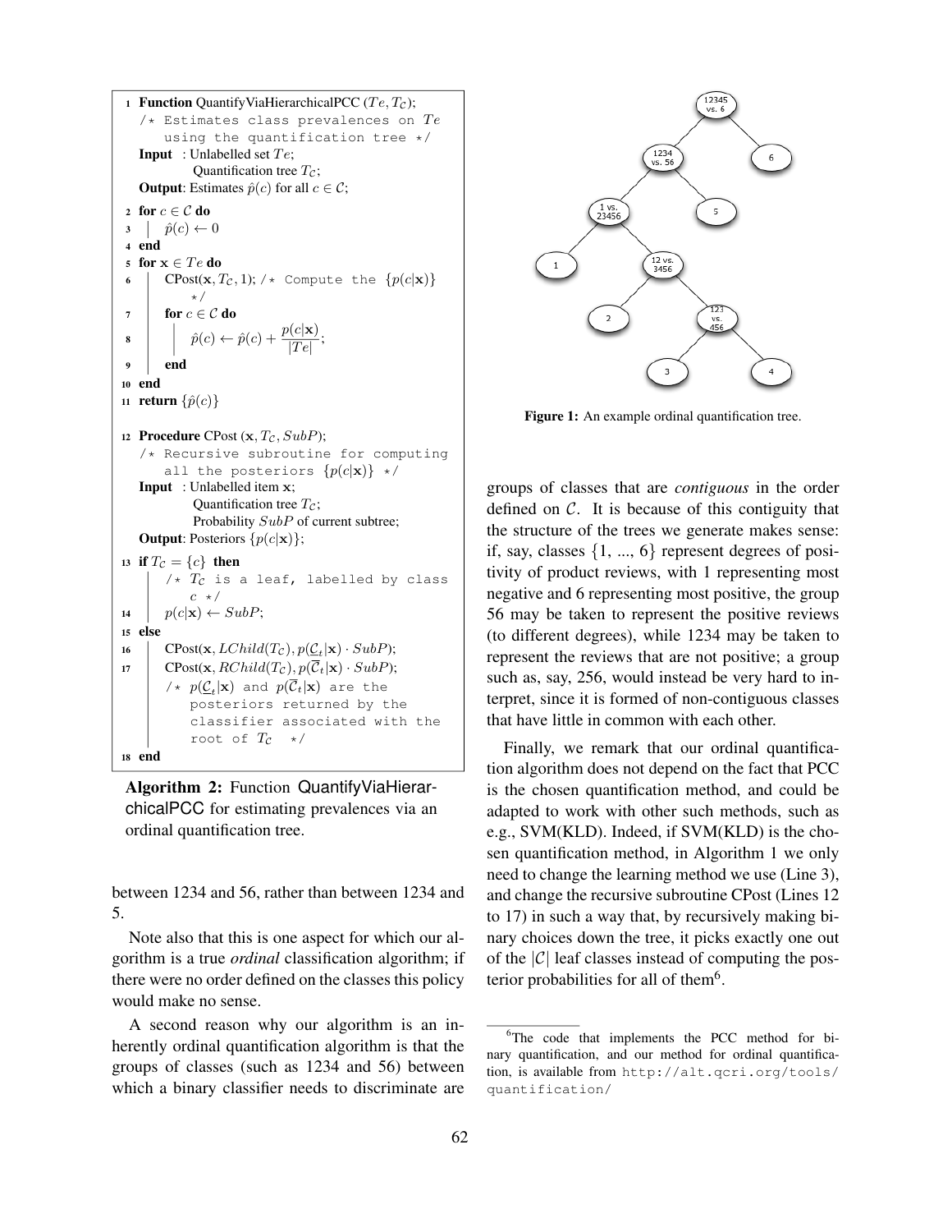```
1  Function QuantifyViaHierarchicalPCC (Te, T_C);
   /* Estimates class prevalences on Te
      using the quantification tree */
   Input  : Unlabelled set Te;
            Quantification tree T_C;
   Output: Estimates p̂(c) for all c ∈ C;
2  for c ∈ C do
3  |   p̂(c) ← 0
4  end
5  for x ∈ Te do
6  |   CPost(x, T_C, 1); /* Compute the {p(c|x)} */
7  |   for c ∈ C do
8  |   |   p̂(c) ← p̂(c) + p(c|x)/|Te|;
9  |   end
10 end
11 return {p̂(c)}

12 Procedure CPost (x, T_C, SubP);
   /* Recursive subroutine for computing
      all the posteriors {p(c|x)} */
   Input  : Unlabelled item x;
            Quantification tree T_C;
            Probability SubP of current subtree;
   Output: Posteriors {p(c|x)};
13 if T_C = {c} then
   |   /* T_C is a leaf, labelled by class
   |      c */
14 |   p(c|x) ← SubP;
15 else
16 |   CPost(x, LChild(T_C), p(C̲_t|x) · SubP);
17 |   CPost(x, RChild(T_C), p(C̄_t|x) · SubP);
   |   /* p(C̲_t|x) and p(C̄_t|x) are the
   |      posteriors returned by the
   |      classifier associated with the
   |      root of T_C  */
18 end
```

**Algorithm 2:** Function QuantifyViaHierarchicalPCC for estimating prevalences via an ordinal quantification tree.

between 1234 and 56, rather than between 1234 and 5.

Note also that this is one aspect for which our algorithm is a true *ordinal* classification algorithm; if there were no order defined on the classes this policy would make no sense.

A second reason why our algorithm is an inherently ordinal quantification algorithm is that the groups of classes (such as 1234 and 56) between which a binary classifier needs to discriminate are groups of classes that are *contiguous* in the order defined on $\mathcal{C}$. It is because of this contiguity that the structure of the trees we generate makes sense: if, say, classes $\{1, ..., 6\}$ represent degrees of positivity of product reviews, with 1 representing most negative and 6 representing most positive, the group 56 may be taken to represent the positive reviews (to different degrees), while 1234 may be taken to represent the reviews that are not positive; a group such as, say, 256, would instead be very hard to interpret, since it is formed of non-contiguous classes that have little in common with each other.

**Figure 1:** An example ordinal quantification tree.

Finally, we remark that our ordinal quantification algorithm does not depend on the fact that PCC is the chosen quantification method, and could be adapted to work with other such methods, such as e.g., SVM(KLD). Indeed, if SVM(KLD) is the chosen quantification method, in Algorithm 1 we only need to change the learning method we use (Line 3), and change the recursive subroutine CPost (Lines 12 to 17) in such a way that, by recursively making binary choices down the tree, it picks exactly one out of the $|\mathcal{C}|$ leaf classes instead of computing the posterior probabilities for all of them[6].

[6]The code that implements the PCC method for binary quantification, and our method for ordinal quantification, is available from http://alt.qcri.org/tools/quantification/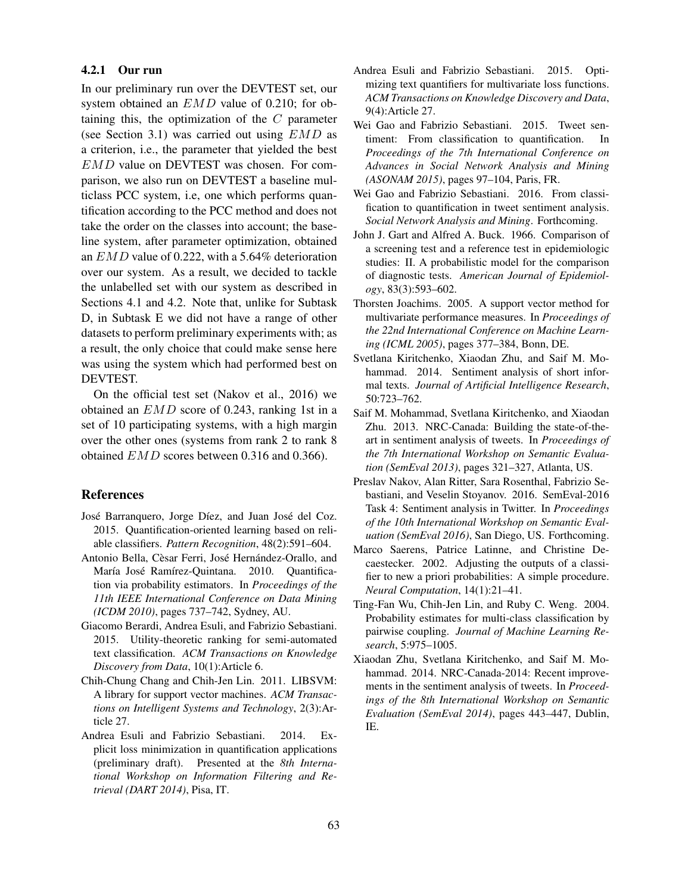#### 4.2.1 Our run

In our preliminary run over the DEVTEST set, our system obtained an $EMD$ value of 0.210; for obtaining this, the optimization of the $C$ parameter (see Section 3.1) was carried out using $EMD$ as a criterion, i.e., the parameter that yielded the best $EMD$ value on DEVTEST was chosen. For comparison, we also run on DEVTEST a baseline multiclass PCC system, i.e, one which performs quantification according to the PCC method and does not take the order on the classes into account; the baseline system, after parameter optimization, obtained an $EMD$ value of 0.222, with a 5.64% deterioration over our system. As a result, we decided to tackle the unlabelled set with our system as described in Sections 4.1 and 4.2. Note that, unlike for Subtask D, in Subtask E we did not have a range of other datasets to perform preliminary experiments with; as a result, the only choice that could make sense here was using the system which had performed best on DEVTEST.

On the official test set (Nakov et al., 2016) we obtained an $EMD$ score of 0.243, ranking 1st in a set of 10 participating systems, with a high margin over the other ones (systems from rank 2 to rank 8 obtained $EMD$ scores between 0.316 and 0.366).

## References

José Barranquero, Jorge Díez, and Juan José del Coz. 2015. Quantification-oriented learning based on reliable classifiers. *Pattern Recognition*, 48(2):591–604.

Antonio Bella, Cèsar Ferri, José Hernández-Orallo, and María José Ramírez-Quintana. 2010. Quantification via probability estimators. In *Proceedings of the 11th IEEE International Conference on Data Mining (ICDM 2010)*, pages 737–742, Sydney, AU.

Giacomo Berardi, Andrea Esuli, and Fabrizio Sebastiani. 2015. Utility-theoretic ranking for semi-automated text classification. *ACM Transactions on Knowledge Discovery from Data*, 10(1):Article 6.

Chih-Chung Chang and Chih-Jen Lin. 2011. LIBSVM: A library for support vector machines. *ACM Transactions on Intelligent Systems and Technology*, 2(3):Article 27.

Andrea Esuli and Fabrizio Sebastiani. 2014. Explicit loss minimization in quantification applications (preliminary draft). Presented at the *8th International Workshop on Information Filtering and Retrieval (DART 2014)*, Pisa, IT.

Andrea Esuli and Fabrizio Sebastiani. 2015. Optimizing text quantifiers for multivariate loss functions. *ACM Transactions on Knowledge Discovery and Data*, 9(4):Article 27.

Wei Gao and Fabrizio Sebastiani. 2015. Tweet sentiment: From classification to quantification. In *Proceedings of the 7th International Conference on Advances in Social Network Analysis and Mining (ASONAM 2015)*, pages 97–104, Paris, FR.

Wei Gao and Fabrizio Sebastiani. 2016. From classification to quantification in tweet sentiment analysis. *Social Network Analysis and Mining*. Forthcoming.

John J. Gart and Alfred A. Buck. 1966. Comparison of a screening test and a reference test in epidemiologic studies: II. A probabilistic model for the comparison of diagnostic tests. *American Journal of Epidemiology*, 83(3):593–602.

Thorsten Joachims. 2005. A support vector method for multivariate performance measures. In *Proceedings of the 22nd International Conference on Machine Learning (ICML 2005)*, pages 377–384, Bonn, DE.

Svetlana Kiritchenko, Xiaodan Zhu, and Saif M. Mohammad. 2014. Sentiment analysis of short informal texts. *Journal of Artificial Intelligence Research*, 50:723–762.

Saif M. Mohammad, Svetlana Kiritchenko, and Xiaodan Zhu. 2013. NRC-Canada: Building the state-of-the-art in sentiment analysis of tweets. In *Proceedings of the 7th International Workshop on Semantic Evaluation (SemEval 2013)*, pages 321–327, Atlanta, US.

Preslav Nakov, Alan Ritter, Sara Rosenthal, Fabrizio Sebastiani, and Veselin Stoyanov. 2016. SemEval-2016 Task 4: Sentiment analysis in Twitter. In *Proceedings of the 10th International Workshop on Semantic Evaluation (SemEval 2016)*, San Diego, US. Forthcoming.

Marco Saerens, Patrice Latinne, and Christine Decaestecker. 2002. Adjusting the outputs of a classifier to new a priori probabilities: A simple procedure. *Neural Computation*, 14(1):21–41.

Ting-Fan Wu, Chih-Jen Lin, and Ruby C. Weng. 2004. Probability estimates for multi-class classification by pairwise coupling. *Journal of Machine Learning Research*, 5:975–1005.

Xiaodan Zhu, Svetlana Kiritchenko, and Saif M. Mohammad. 2014. NRC-Canada-2014: Recent improvements in the sentiment analysis of tweets. In *Proceedings of the 8th International Workshop on Semantic Evaluation (SemEval 2014)*, pages 443–447, Dublin, IE.